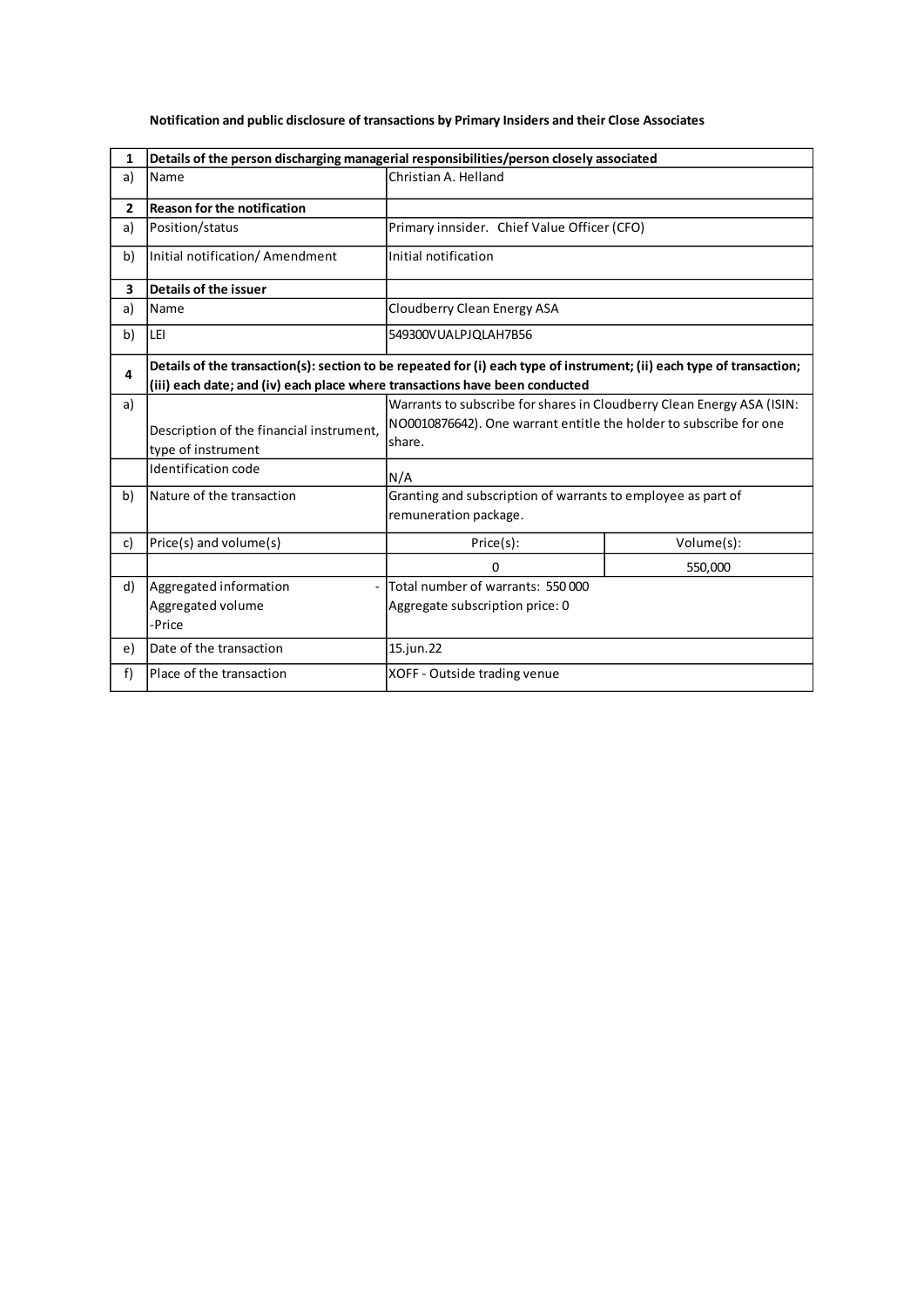**Notification and public disclosure of transactions by Primary Insiders and their Close Associates**

| 1 | Details of the person discharging managerial responsibilities/person closely associated | | |
|---|---|---|---|
| a) | Name | Christian A. Helland | |
| **2** | **Reason for the notification** | | |
| a) | Position/status | Primary innsider. Chief Value Officer (CFO) | |
| b) | Initial notification/ Amendment | Initial notification | |
| **3** | **Details of the issuer** | | |
| a) | Name | Cloudberry Clean Energy ASA | |
| b) | LEI | 549300VUALPJQLAH7B56 | |
| **4** | **Details of the transaction(s): section to be repeated for (i) each type of instrument; (ii) each type of transaction; (iii) each date; and (iv) each place where transactions have been conducted** | | |
| a) | Description of the financial instrument, type of instrument | Warrants to subscribe for shares in Cloudberry Clean Energy ASA (ISIN: NO0010876642). One warrant entitle the holder to subscribe for one share. | |
| | Identification code | N/A | |
| b) | Nature of the transaction | Granting and subscription of warrants to employee as part of remuneration package. | |
| c) | Price(s) and volume(s) | Price(s): | Volume(s): |
| | | 0 | 550,000 |
| d) | Aggregated information - Aggregated volume -Price | Total number of warrants: 550 000<br>Aggregate subscription price: 0 | |
| e) | Date of the transaction | 15.jun.22 | |
| f) | Place of the transaction | XOFF - Outside trading venue | |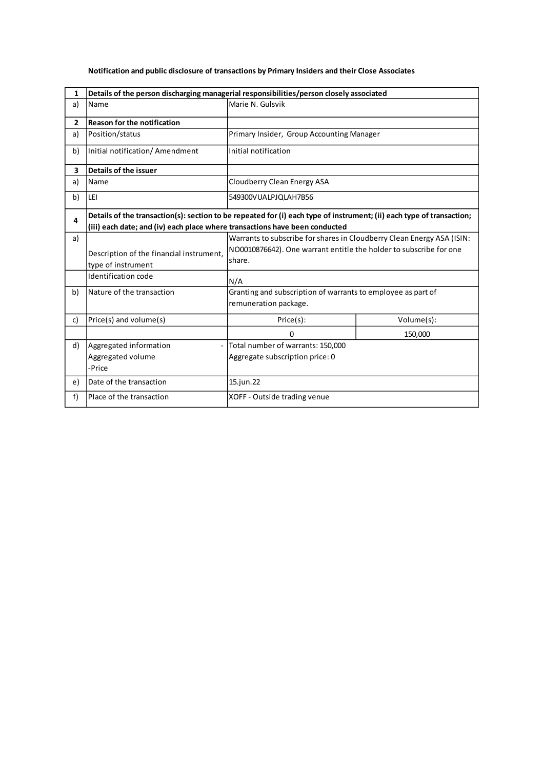**Notification and public disclosure of transactions by Primary Insiders and their Close Associates**

| 1 | **Details of the person discharging managerial responsibilities/person closely associated** | | |
|---|---|---|---|
| a) | Name | Marie N. Gulsvik | |
| **2** | **Reason for the notification** | | |
| a) | Position/status | Primary Insider, Group Accounting Manager | |
| b) | Initial notification/ Amendment | Initial notification | |
| **3** | **Details of the issuer** | | |
| a) | Name | Cloudberry Clean Energy ASA | |
| b) | LEI | 549300VUALPJQLAH7B56 | |
| **4** | **Details of the transaction(s): section to be repeated for (i) each type of instrument; (ii) each type of transaction; (iii) each date; and (iv) each place where transactions have been conducted** | | |
| a) | Description of the financial instrument, type of instrument | Warrants to subscribe for shares in Cloudberry Clean Energy ASA (ISIN: NO0010876642). One warrant entitle the holder to subscribe for one share. | |
| | Identification code | N/A | |
| b) | Nature of the transaction | Granting and subscription of warrants to employee as part of remuneration package. | |
| c) | Price(s) and volume(s) | Price(s): | Volume(s): |
| | | 0 | 150,000 |
| d) | Aggregated information - Aggregated volume -Price | Total number of warrants: 150,000<br>Aggregate subscription price: 0 | |
| e) | Date of the transaction | 15.jun.22 | |
| f) | Place of the transaction | XOFF - Outside trading venue | |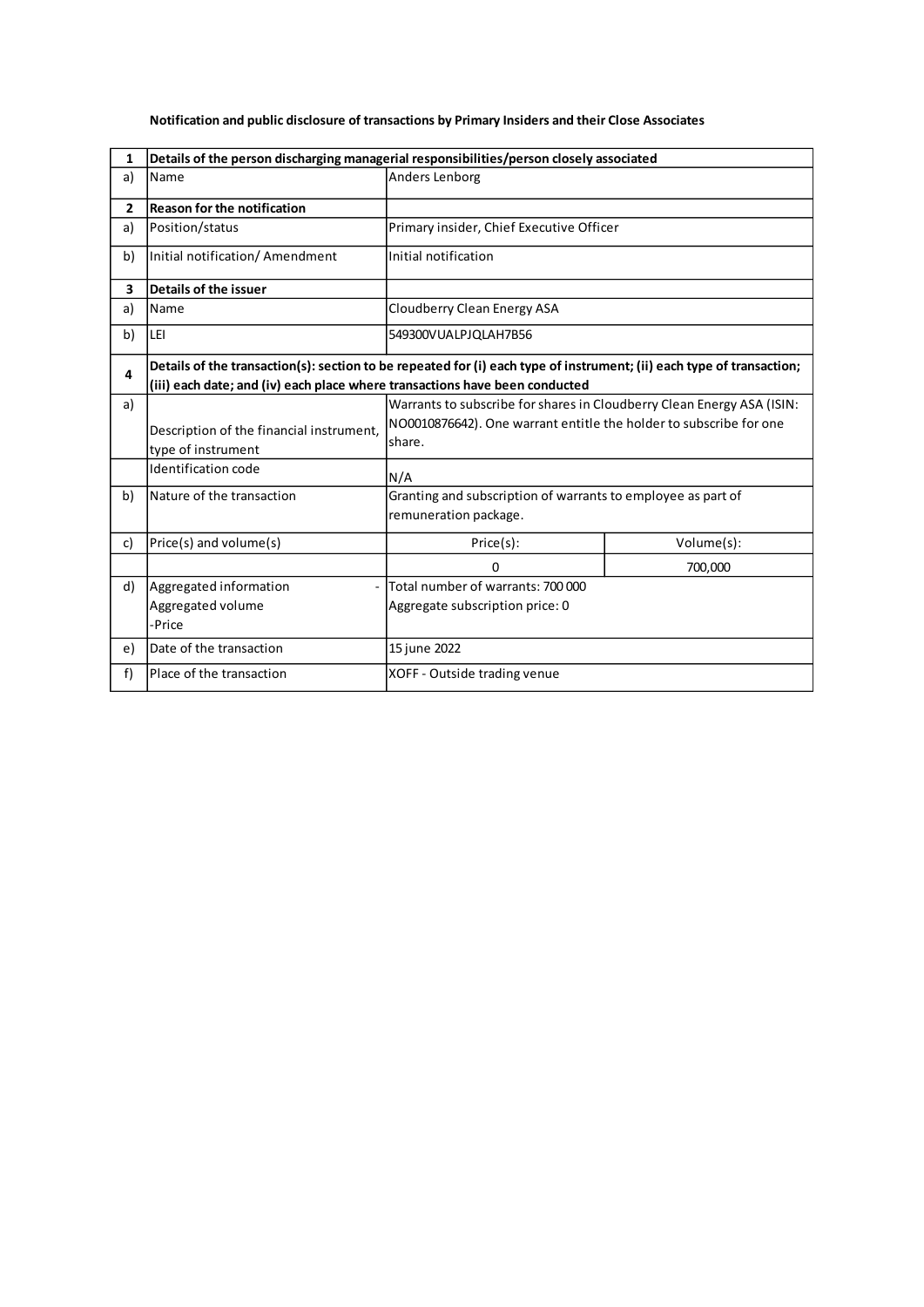**Notification and public disclosure of transactions by Primary Insiders and their Close Associates**

| 1 | Details of the person discharging managerial responsibilities/person closely associated | | |
|---|---|---|---|
| a) | Name | Anders Lenborg | |
| **2** | **Reason for the notification** | | |
| a) | Position/status | Primary insider, Chief Executive Officer | |
| b) | Initial notification/ Amendment | Initial notification | |
| **3** | **Details of the issuer** | | |
| a) | Name | Cloudberry Clean Energy ASA | |
| b) | LEI | 549300VUALPJQLAH7B56 | |
| **4** | **Details of the transaction(s): section to be repeated for (i) each type of instrument; (ii) each type of transaction; (iii) each date; and (iv) each place where transactions have been conducted** | | |
| a) | Description of the financial instrument, type of instrument | Warrants to subscribe for shares in Cloudberry Clean Energy ASA (ISIN: NO0010876642). One warrant entitle the holder to subscribe for one share. | |
| | Identification code | N/A | |
| b) | Nature of the transaction | Granting and subscription of warrants to employee as part of remuneration package. | |
| c) | Price(s) and volume(s) | Price(s): | Volume(s): |
| | | 0 | 700,000 |
| d) | Aggregated information - Aggregated volume -Price | Total number of warrants: 700 000 Aggregate subscription price: 0 | |
| e) | Date of the transaction | 15 june 2022 | |
| f) | Place of the transaction | XOFF - Outside trading venue | |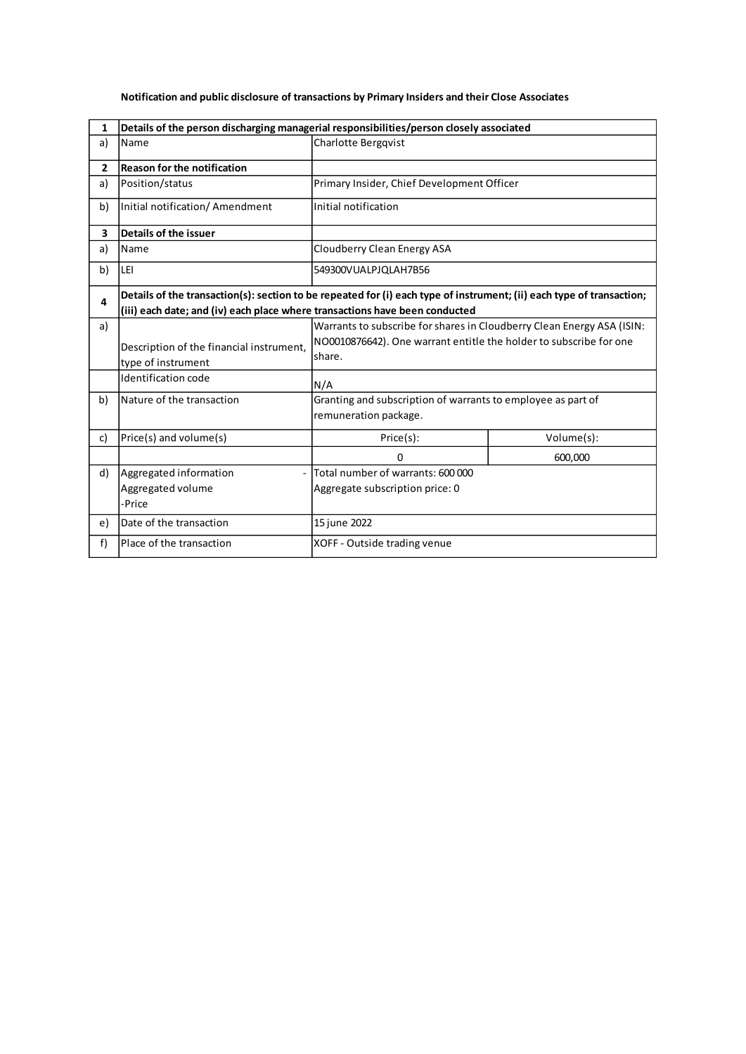**Notification and public disclosure of transactions by Primary Insiders and their Close Associates**

| 1 | **Details of the person discharging managerial responsibilities/person closely associated** | | |
|---|---|---|---|
| a) | Name | Charlotte Bergqvist | |
| **2** | **Reason for the notification** | | |
| a) | Position/status | Primary Insider, Chief Development Officer | |
| b) | Initial notification/ Amendment | Initial notification | |
| **3** | **Details of the issuer** | | |
| a) | Name | Cloudberry Clean Energy ASA | |
| b) | LEI | 549300VUALPJQLAH7B56 | |
| **4** | **Details of the transaction(s): section to be repeated for (i) each type of instrument; (ii) each type of transaction; (iii) each date; and (iv) each place where transactions have been conducted** | | |
| a) | Description of the financial instrument, type of instrument | Warrants to subscribe for shares in Cloudberry Clean Energy ASA (ISIN: NO0010876642). One warrant entitle the holder to subscribe for one share. | |
| | Identification code | N/A | |
| b) | Nature of the transaction | Granting and subscription of warrants to employee as part of remuneration package. | |
| c) | Price(s) and volume(s) | Price(s): | Volume(s): |
| | | 0 | 600,000 |
| d) | Aggregated information - Aggregated volume -Price | Total number of warrants: 600 000<br>Aggregate subscription price: 0 | |
| e) | Date of the transaction | 15 june 2022 | |
| f) | Place of the transaction | XOFF - Outside trading venue | |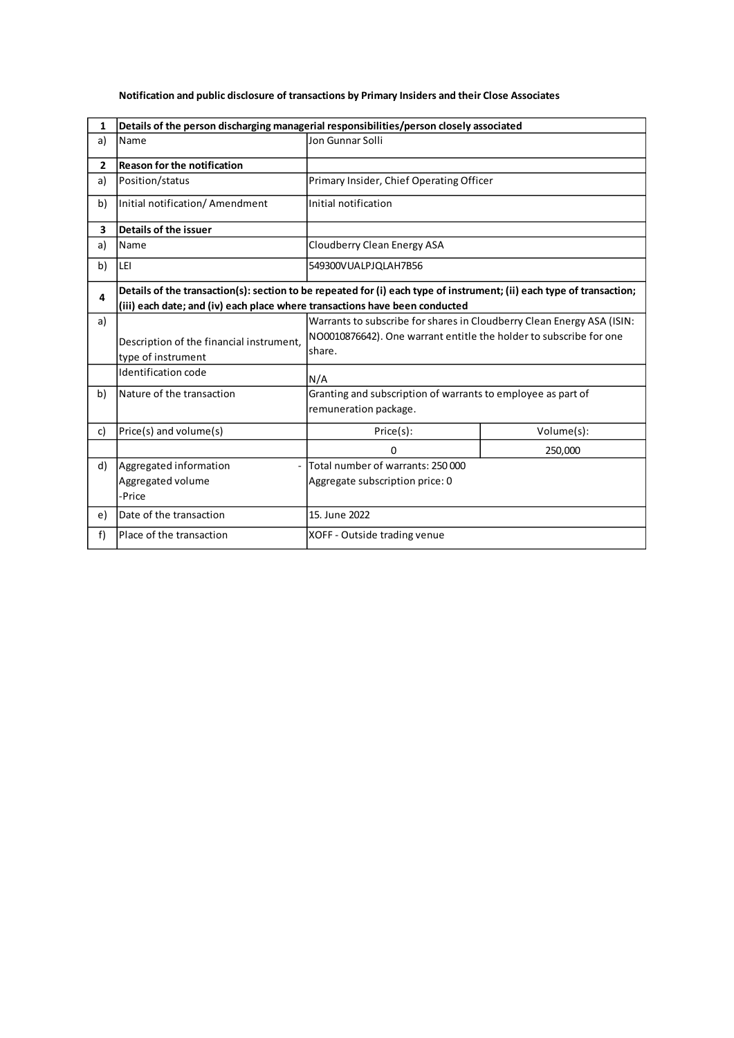**Notification and public disclosure of transactions by Primary Insiders and their Close Associates**

| 1 | Details of the person discharging managerial responsibilities/person closely associated | | |
|---|---|---|---|
| a) | Name | Jon Gunnar Solli | |
| **2** | **Reason for the notification** | | |
| a) | Position/status | Primary Insider, Chief Operating Officer | |
| b) | Initial notification/ Amendment | Initial notification | |
| **3** | **Details of the issuer** | | |
| a) | Name | Cloudberry Clean Energy ASA | |
| b) | LEI | 549300VUALPJQLAH7B56 | |
| **4** | **Details of the transaction(s): section to be repeated for (i) each type of instrument; (ii) each type of transaction; (iii) each date; and (iv) each place where transactions have been conducted** | | |
| a) | Description of the financial instrument, type of instrument | Warrants to subscribe for shares in Cloudberry Clean Energy ASA (ISIN: NO0010876642). One warrant entitle the holder to subscribe for one share. | |
| | Identification code | N/A | |
| b) | Nature of the transaction | Granting and subscription of warrants to employee as part of remuneration package. | |
| c) | Price(s) and volume(s) | Price(s): | Volume(s): |
| | | 0 | 250,000 |
| d) | Aggregated information - Aggregated volume -Price | Total number of warrants: 250 000<br>Aggregate subscription price: 0 | |
| e) | Date of the transaction | 15. June 2022 | |
| f) | Place of the transaction | XOFF - Outside trading venue | |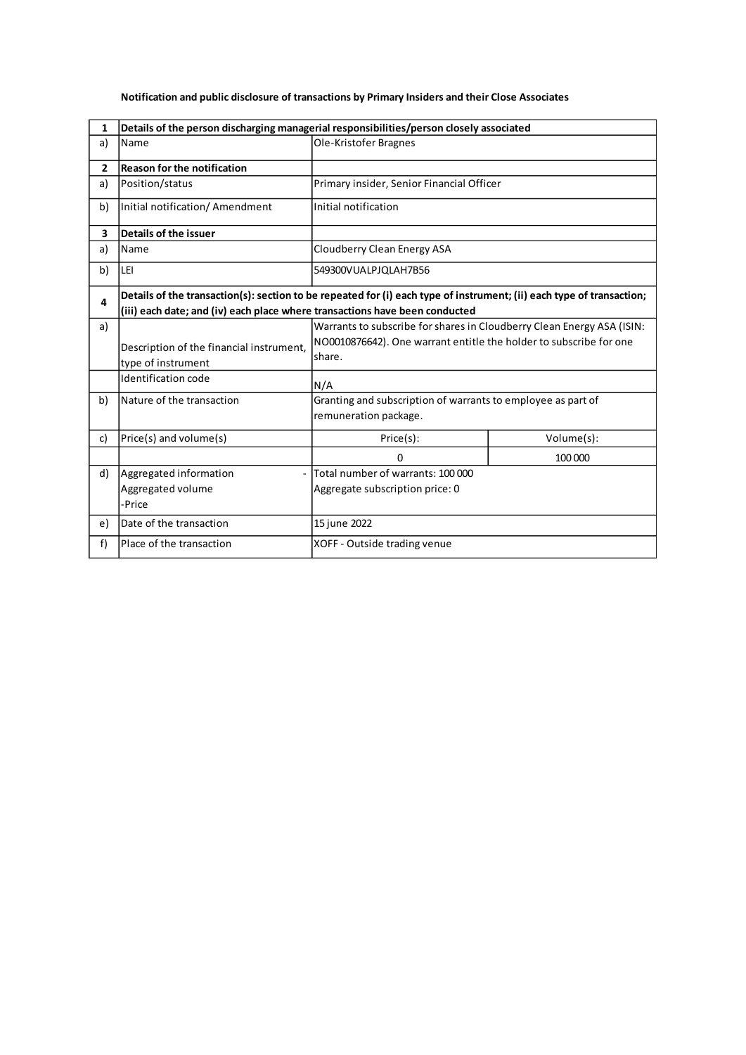**Notification and public disclosure of transactions by Primary Insiders and their Close Associates**

| 1 | **Details of the person discharging managerial responsibilities/person closely associated** | | |
|---|---|---|---|
| a) | Name | Ole-Kristofer Bragnes | |
| **2** | **Reason for the notification** | | |
| a) | Position/status | Primary insider, Senior Financial Officer | |
| b) | Initial notification/ Amendment | Initial notification | |
| **3** | **Details of the issuer** | | |
| a) | Name | Cloudberry Clean Energy ASA | |
| b) | LEI | 549300VUALPJQLAH7B56 | |
| **4** | **Details of the transaction(s): section to be repeated for (i) each type of instrument; (ii) each type of transaction; (iii) each date; and (iv) each place where transactions have been conducted** | | |
| a) | Description of the financial instrument, type of instrument | Warrants to subscribe for shares in Cloudberry Clean Energy ASA (ISIN: NO0010876642). One warrant entitle the holder to subscribe for one share. | |
| | Identification code | N/A | |
| b) | Nature of the transaction | Granting and subscription of warrants to employee as part of remuneration package. | |
| c) | Price(s) and volume(s) | Price(s): | Volume(s): |
| | | 0 | 100 000 |
| d) | Aggregated information - Aggregated volume -Price | Total number of warrants: 100 000<br>Aggregate subscription price: 0 | |
| e) | Date of the transaction | 15 june 2022 | |
| f) | Place of the transaction | XOFF - Outside trading venue | |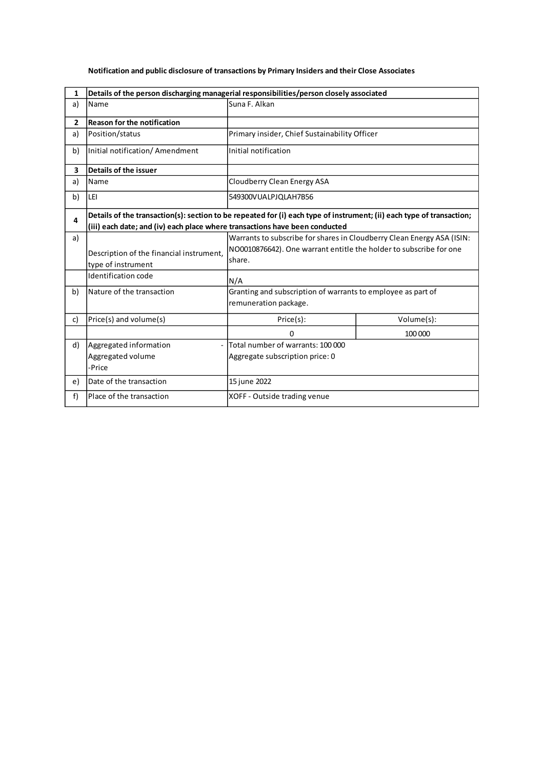**Notification and public disclosure of transactions by Primary Insiders and their Close Associates**

| | | | |
|---|---|---|---|
| **1** | **Details of the person discharging managerial responsibilities/person closely associated** | | |
| a) | Name | Suna F. Alkan | |
| **2** | **Reason for the notification** | | |
| a) | Position/status | Primary insider, Chief Sustainability Officer | |
| b) | Initial notification/ Amendment | Initial notification | |
| **3** | **Details of the issuer** | | |
| a) | Name | Cloudberry Clean Energy ASA | |
| b) | LEI | 549300VUALPJQLAH7B56 | |
| **4** | **Details of the transaction(s): section to be repeated for (i) each type of instrument; (ii) each type of transaction; (iii) each date; and (iv) each place where transactions have been conducted** | | |
| a) | Description of the financial instrument, type of instrument | Warrants to subscribe for shares in Cloudberry Clean Energy ASA (ISIN: NO0010876642). One warrant entitle the holder to subscribe for one share. | |
| | Identification code | N/A | |
| b) | Nature of the transaction | Granting and subscription of warrants to employee as part of remuneration package. | |
| c) | Price(s) and volume(s) | Price(s): | Volume(s): |
| | | 0 | 100 000 |
| d) | Aggregated information - Aggregated volume -Price | Total number of warrants: 100 000<br>Aggregate subscription price: 0 | |
| e) | Date of the transaction | 15 june 2022 | |
| f) | Place of the transaction | XOFF - Outside trading venue | |